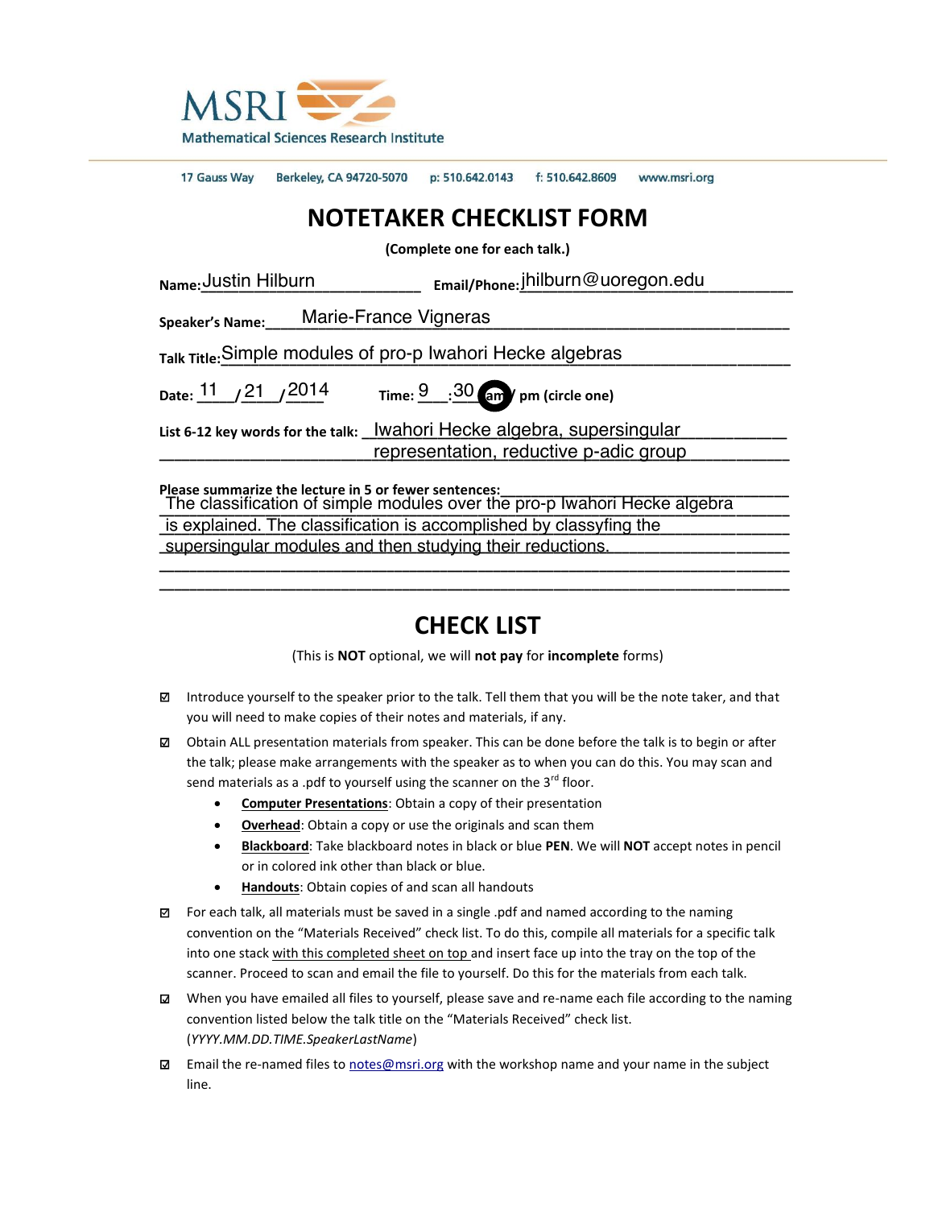MSRI

Mathematical Sciences Research Institute

17 Gauss Way  Berkeley, CA 94720-5070  p: 510.642.0143  f: 510.642.8609  www.msri.org

# NOTETAKER CHECKLIST FORM

**(Complete one for each talk.)**

**Name:** Justin Hilburn  **Email/Phone:** jhilburn@uoregon.edu

**Speaker's Name:** Marie-France Vigneras

**Talk Title:** Simple modules of pro-p Iwahori Hecke algebras

**Date:** 11 / 21 / 2014  **Time:** 9 : 30 am / pm (circle one) — am circled

**List 6-12 key words for the talk:** Iwahori Hecke algebra, supersingular representation, reductive p-adic group

**Please summarize the lecture in 5 or fewer sentences:** The classification of simple modules over the pro-p Iwahori Hecke algebra is explained. The classification is accomplished by classyfing the supersingular modules and then studying their reductions.

# CHECK LIST

(This is **NOT** optional, we will **not pay** for **incomplete** forms)

- ☑ Introduce yourself to the speaker prior to the talk. Tell them that you will be the note taker, and that you will need to make copies of their notes and materials, if any.
- ☑ Obtain ALL presentation materials from speaker. This can be done before the talk is to begin or after the talk; please make arrangements with the speaker as to when you can do this. You may scan and send materials as a .pdf to yourself using the scanner on the 3rd floor.
  - **Computer Presentations**: Obtain a copy of their presentation
  - **Overhead**: Obtain a copy or use the originals and scan them
  - **Blackboard**: Take blackboard notes in black or blue **PEN**. We will **NOT** accept notes in pencil or in colored ink other than black or blue.
  - **Handouts**: Obtain copies of and scan all handouts
- ☑ For each talk, all materials must be saved in a single .pdf and named according to the naming convention on the "Materials Received" check list. To do this, compile all materials for a specific talk into one stack with this completed sheet on top and insert face up into the tray on the top of the scanner. Proceed to scan and email the file to yourself. Do this for the materials from each talk.
- ☑ When you have emailed all files to yourself, please save and re-name each file according to the naming convention listed below the talk title on the "Materials Received" check list. (*YYYY.MM.DD.TIME.SpeakerLastName*)
- ☑ Email the re-named files to notes@msri.org with the workshop name and your name in the subject line.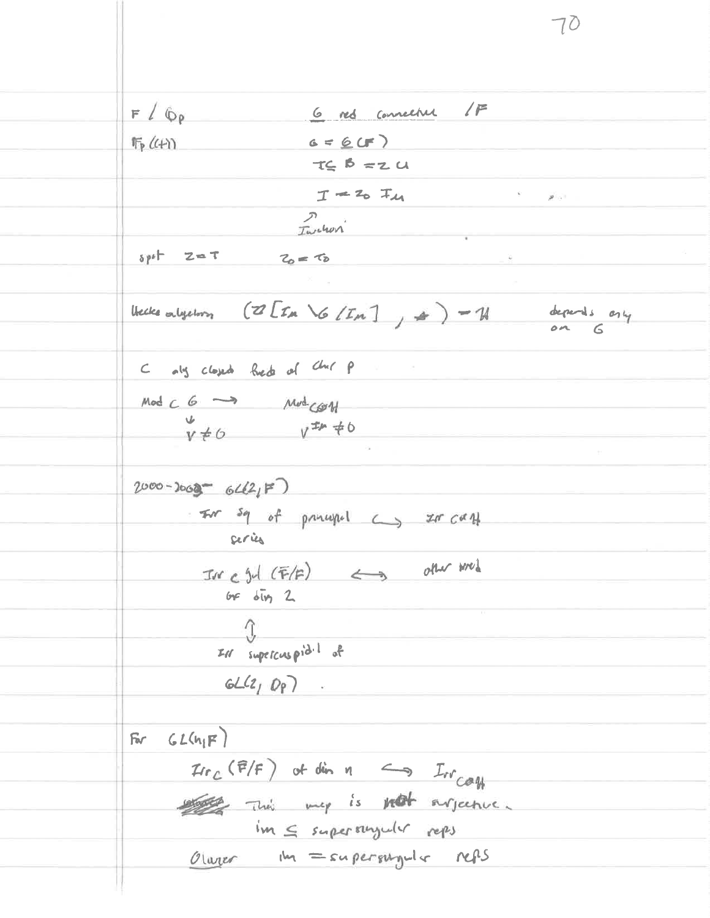$F / \mathbb{Q}_p$ $\qquad$ $\underline{G}$ red connected $/F$

$\mathbb{F}_p((t))$ $\qquad$ $G = \underline{G}(F)$

$T \subseteq B = ZU$

$I = Z_0 I_u$

↗ Iwahori

split $Z = T$ $\qquad$ $Z_0 = T_0$

Hecke algebra $(\mathbb{Z}[I_u \backslash G / I_u], *) = \mathcal{H}$ $\qquad$ depends only on $G$

$C$ alg closed field of char $p$

$\mathrm{Mod}_C G \longrightarrow \mathrm{Mod}_{C \otimes \mathcal{H}}$

$\quad V \neq 0 \qquad\qquad V^{I_u} \neq 0$

2000-2003 $GL(2, F)$

Irr sq of principal series $\hookrightarrow$ Irr $C \otimes \mathcal{H}$

Irr $c$ Gal $(\bar{F}/F)$ of dim 2 $\longleftrightarrow$ other irred

$\Updownarrow$

Irr supercuspidal of $GL(2, \mathbb{Q}_p)$.

For $GL(n, F)$

$\mathrm{Irr}_C(\bar{F}/F)$ of dim $n$ $\hookrightarrow$ $\mathrm{Irr}_{C \otimes \mathcal{H}}$

This map is not surjective.

im $\subseteq$ supersingular reps

Ollivier im $=$ supersingular reps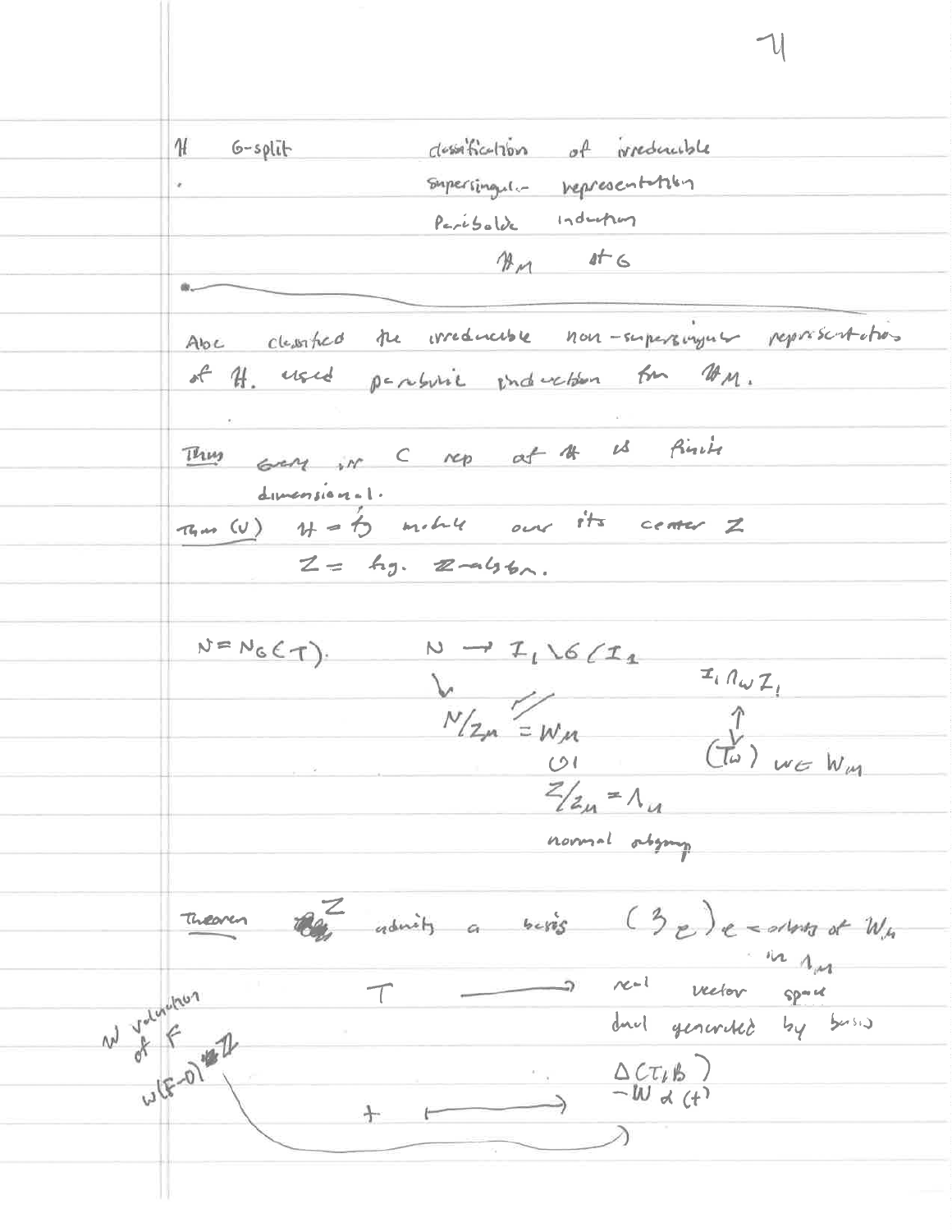$\mathcal{H}$ G-split — classification of irreducible supersingular representation

Parabolic induction

$\mathcal{H}_M$ of G

---

Abe classified the irreducible non-supersingular representations of $\mathcal{H}$. used parabolic induction from $\mathcal{H}_M$.

<u>Thm</u> Every irr C rep of $\mathcal{H}$ is finite dimensional.

<u>Thm (V)</u> $\mathcal{H}$ = f.g. module over its center Z

Z = f.g. $\mathbb{Z}$-algebra.

$N = N_G(T)$. $\quad N \to I_1 \backslash G / I_1$

$N/Z_M \cong W_M$ $\qquad I_1 n_w I_1$

$\cup$ $\qquad \updownarrow$

$Z/Z_M = \Lambda_M$ $\qquad (T_w)\ w \in W_M$

normal subgroup

<u>Theorem</u> Z admits a basis $(3_e)_{e}$ = orbits of $W_M$ in $\Lambda_M$

$T \longrightarrow$ real vector space dual generated by basis $\Delta(T, B)$ $-W\alpha(t)$

$t \longmapsto$

$w$ valuation of F

$w(F-0) = \mathbb{Z}$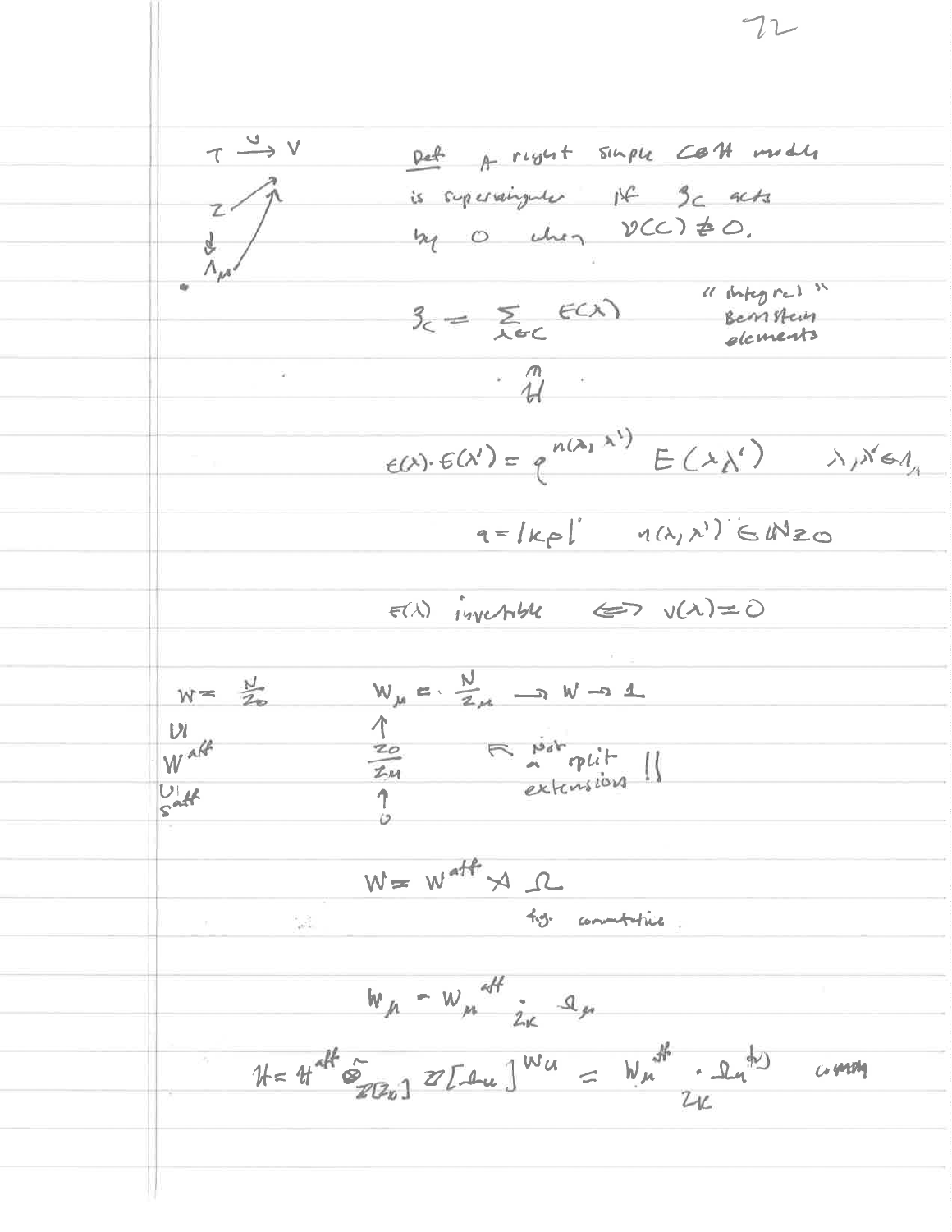$$T \xrightarrow{\nu} V$$

$Z \nearrow$, $\downarrow$, $\Lambda_\mu$

**Def** A right simple $\mathbb{C} \otimes \mathcal{H}$ module is supersingular iff $\mathfrak{z}_C$ acts by $0$ when $\nu(C) \neq 0$.

$$\mathfrak{z}_C = \sum_{\lambda \in C} E(\lambda) \qquad \text{"integral" Bernstein elements}$$

$$\cap$$
$$\mathcal{H}$$

$$E(\lambda) \cdot E(\lambda') = q^{n(\lambda, \lambda')} E(\lambda \lambda') \qquad \lambda, \lambda' \in \Lambda_\mu$$

$$q = |k_F|' \qquad n(\lambda, \lambda') \in \mathbb{N}_{\geq 0}$$

$$E(\lambda) \text{ invertible} \iff \nu(\lambda) = 0$$

$W = \frac{N}{Z_0}$

$\cup|$

$W^{aff}$

$\cup|$

$S^{aff}$

$$W_\mu = \frac{N}{Z_\mu} \to W \to 1$$

$$\uparrow$$

$$\frac{Z_0}{Z_\mu} \qquad \leftarrow \text{ not a split extension !!}$$

$$\uparrow$$

$$0$$

$$W = W^{aff} \rtimes \Omega$$

f.g. commutative

$$W_\mu = W_\mu^{aff} \cdot_{Z_K} \Omega_\mu$$

$$\mathcal{H} = \mathcal{H}^{aff} \tilde{\otimes}_{\mathbb{Z}[Z_0]} \mathbb{Z}[\Omega_\mu]^{W_\mu} = W_\mu^{aff} \cdot_{Z_K} \Omega_\mu^{(?)} \quad \text{comm}$$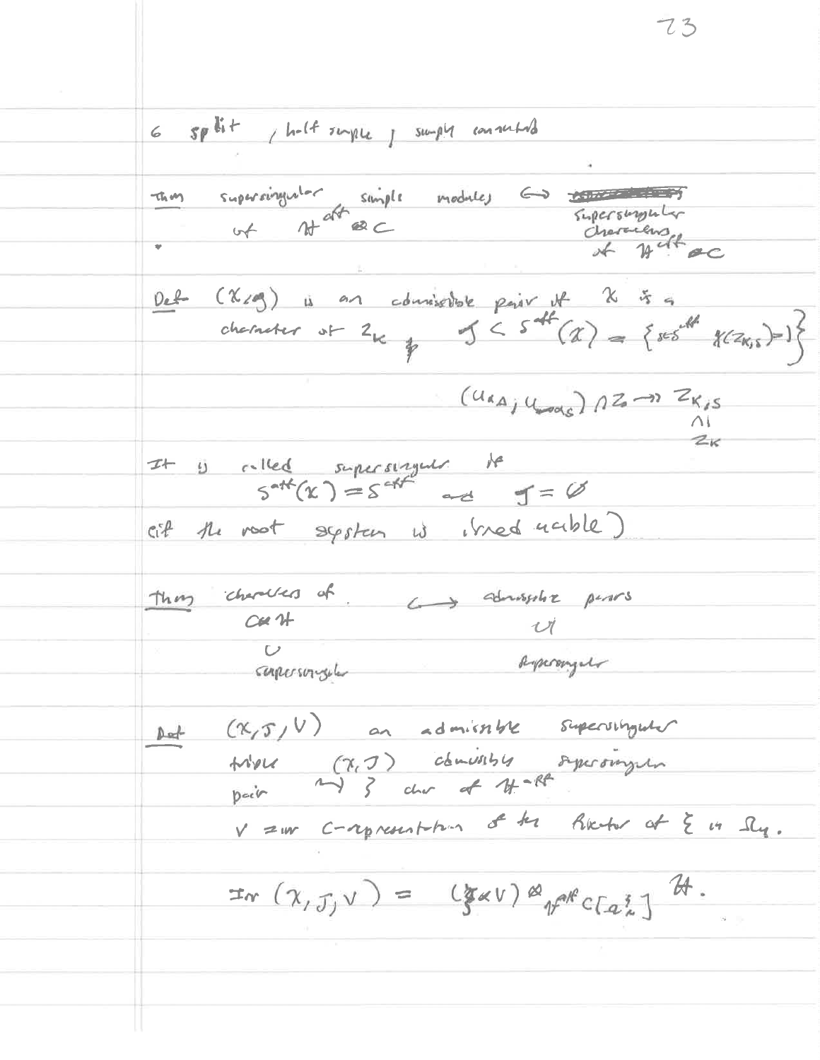$G$ split, half simple, simply connected

Thm supersingular simple modules of $\mathcal{H}^{aff} \otimes \mathbb{C}$ $\leftrightarrow$ supersingular characters of $\mathcal{H}^{aff} \otimes \mathbb{C}$

Def $(\chi, J)$ is an admissible pair if $\chi$ is a character of $Z_K$ & $J \subset S^{aff}(\chi) = \{ s \in S^{aff} \; \chi(Z_{K,s}) = 1 \}$

$$(U_{\alpha A}, U_{-\alpha_s}) \cap Z_0 \twoheadrightarrow Z_{K,s}$$
$$\cap \!\!\!\!\! \mid$$
$$Z_K$$

It is called supersingular if $S^{aff}(\chi) = S^{aff}$ and $J = \emptyset$ (if the root system is irreducible)

Thm characters of $\mathbb{C} \otimes \mathcal{H}$ $\leftrightarrow$ admissible pairs
$\cup$ $\cup$
supersingular supersingular

Def $(\chi, J, V)$ an admissible supersingular triple $(\chi, J)$ admissible supersingular pair $\rightsquigarrow \xi$ char of $\mathcal{H}^{aff}$

$V$ = irr $\mathbb{C}$-representation of the stabilizer of $\xi$ in $\Omega_\chi$.

$$\mathrm{Irr}(\chi, J, V) = (\xi \otimes V) \otimes_{\mathcal{H}^{aff}\mathbb{C}[\Omega^\xi_\chi]} \mathcal{H}.$$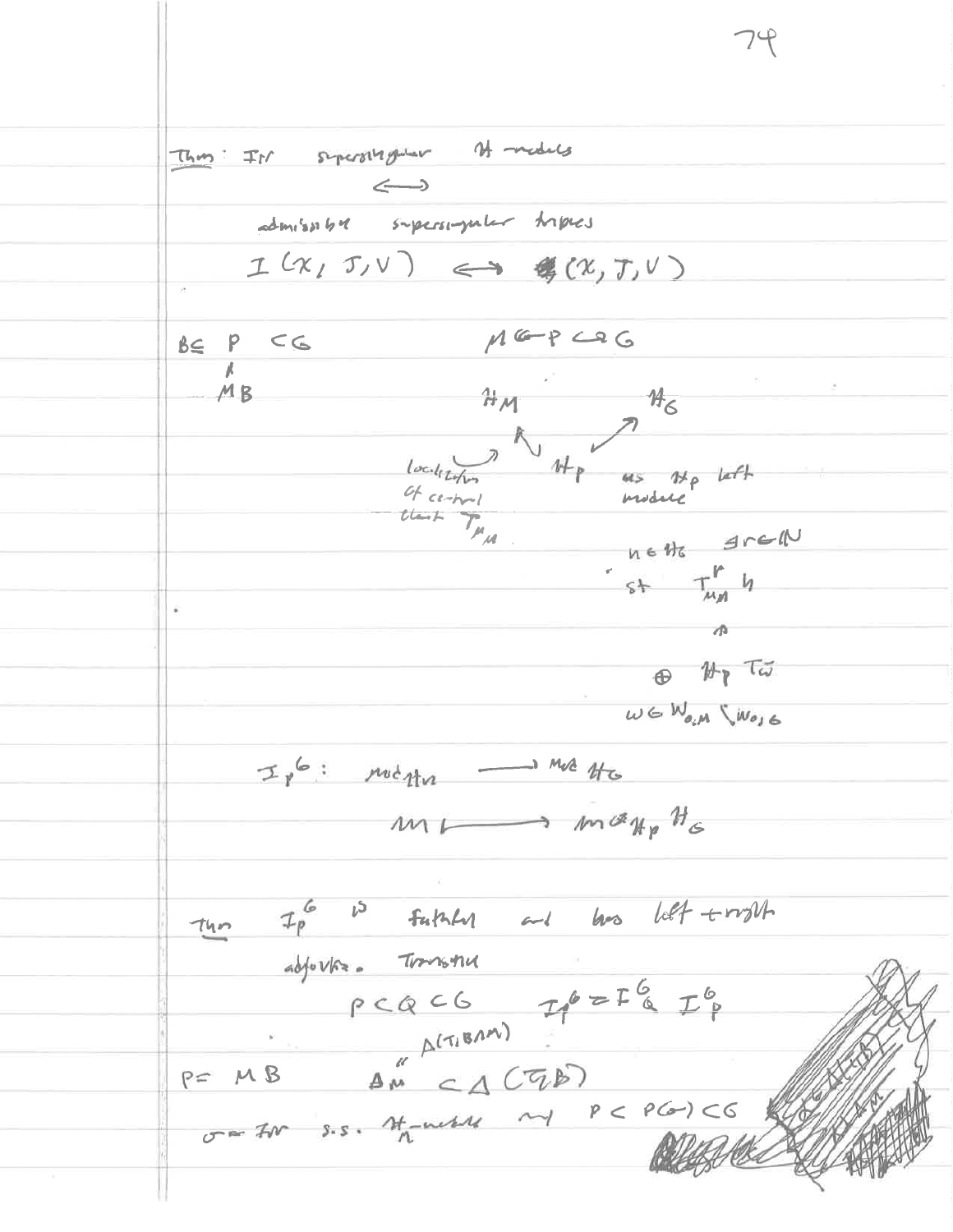Thm: Irr supersingular $\mathcal{H}$-modules

$$\longleftrightarrow$$

admissible supersingular triples

$$I(\chi, J, V) \longleftrightarrow (\chi, J, V)$$

$B \subseteq P \subset G$

$\quad MB$

$M \subset P \subset G$

$\mathcal{H}_M \quad\quad \mathcal{H}_G$

$\mathcal{H}_P$ as $\mathcal{H}_P$ left module

localization of central elt $T_{\mu_M}$

$h \in \mathcal{H}_G \quad \exists r \in \mathbb{N}$

st $T^r_{\mu_M} h$

$\cap$

$\oplus \mathcal{H}_P T_{\tilde{w}}$

$w \in W_{0,M} \setminus W_{0,G}$

$$I_P^G : \text{Mod}_{\mathcal{H}_M} \longrightarrow \text{Mod}_{\mathcal{H}_G}$$

$$m \longmapsto m \otimes_{\mathcal{H}_P} \mathcal{H}_G$$

Thm $I_P^G$ is faithful and has left + right adjoints. Transitive

$$P \subset Q \subset G \quad I_P^G = I_Q^G \, I_P^Q$$

$P = MB \quad \Delta_M \overset{\Delta(T, B \cap M)}{=} \subset \Delta(T, B)$

$\sigma$ = Irr s.s. $\mathcal{H}_M$-module $\rightsquigarrow P \subset P(\sigma) \subset G$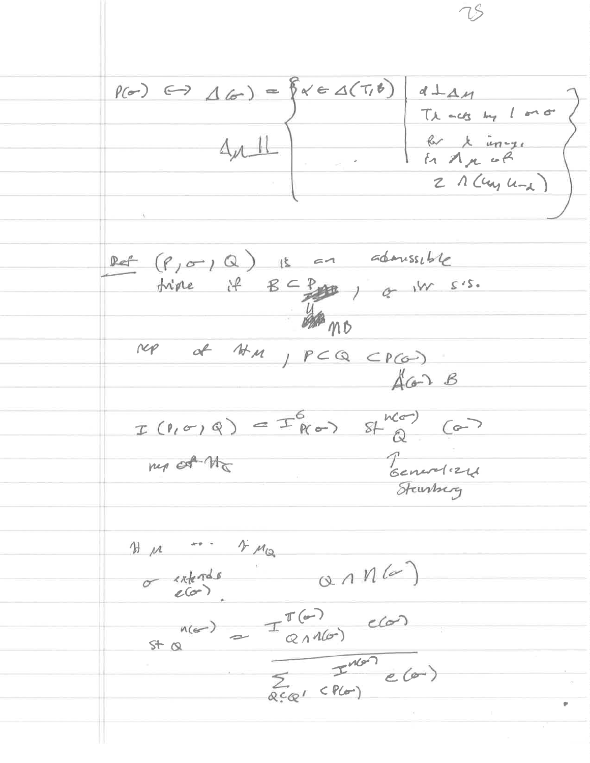$$P(\sigma) \leftrightarrow \Delta(\sigma) = \left\{ \alpha \in \Delta(T,B) \;\middle|\; \begin{array}{l} \alpha \perp \Delta_M \\ T_\lambda \text{ acts by } 1 \text{ on } \sigma \\ \text{for } \lambda \text{ image in } \Lambda_M \text{ of} \\ Z \cap (U_\alpha, U_{-\alpha}) \end{array} \right\}$$

$\Delta_M$ ‖

**Def** $(P, \sigma, Q)$ is an admissible triple if $B \subset P$, $\sigma$ irr s.s.
$$\begin{array}{c} \shortparallel \\ MB \end{array}$$

rep of $H_M$, $P \subset Q \subset P(\sigma)$
$$\begin{array}{c} \shortparallel \\ A(\sigma) B \end{array}$$

$$I(P, \sigma, Q) = I^G_{P(\sigma)} \; St^{M(\sigma)}_Q(\sigma)$$

rep of $H_G$ ↑ Generalized Steinberg

$H_M \cdots H_{M_Q}$

$\sigma$ extends $e(\sigma)$ $\quad Q \cap M(\sigma)$

$$St^{M(\sigma)}_Q = \frac{I^{\pi(\sigma)}_{Q \cap M(\sigma)} \; e(\sigma)}{\sum\limits_{Q \subsetneq Q' \subset P(\sigma)} I^{M(\sigma)} e(\sigma)}$$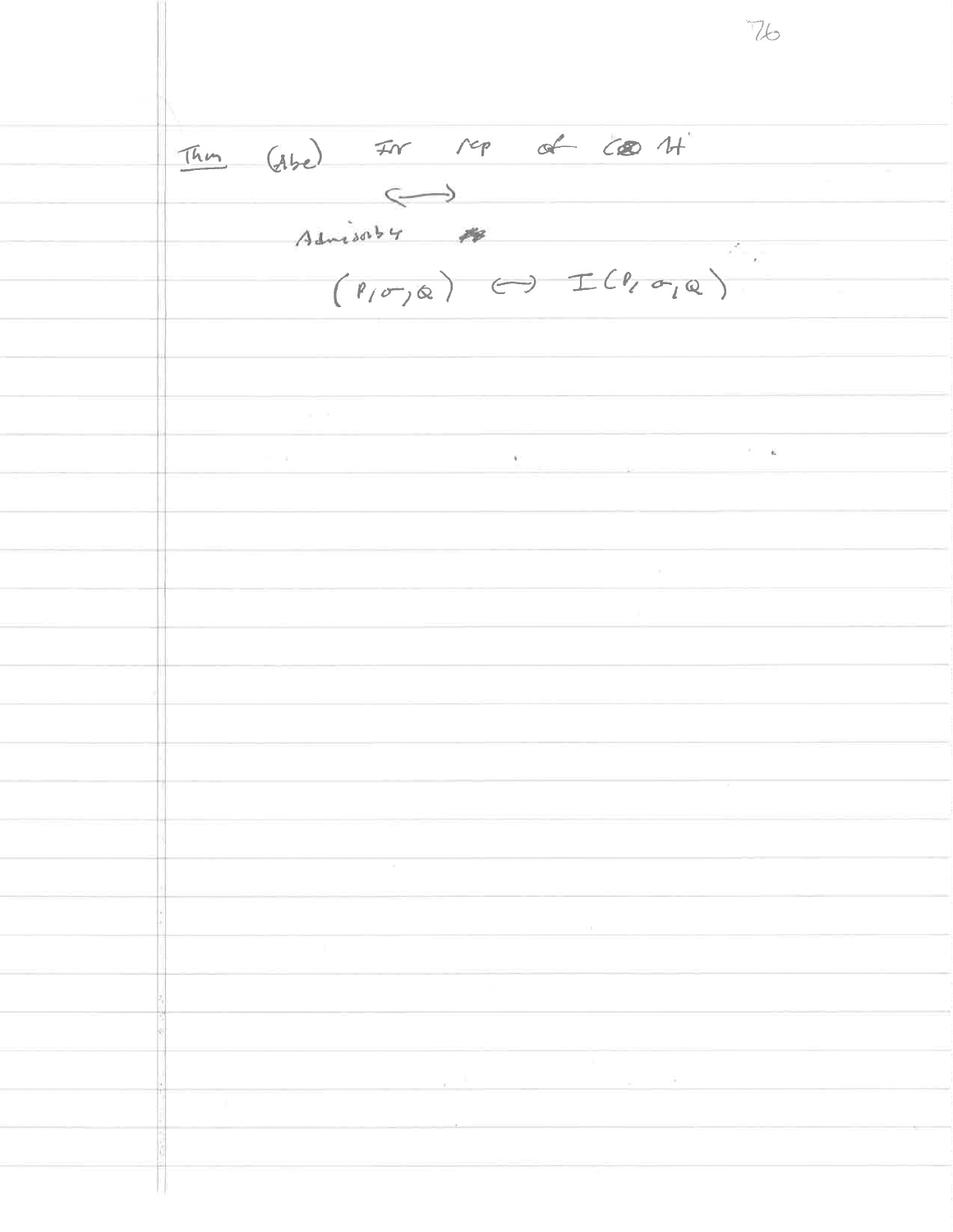**Thm** (Abe) For rep of $\mathbb{C} \otimes \mathcal{H}$

$$\longleftrightarrow$$

Admissible

$$(P, \sigma, Q) \longleftrightarrow I(P, \sigma, Q)$$